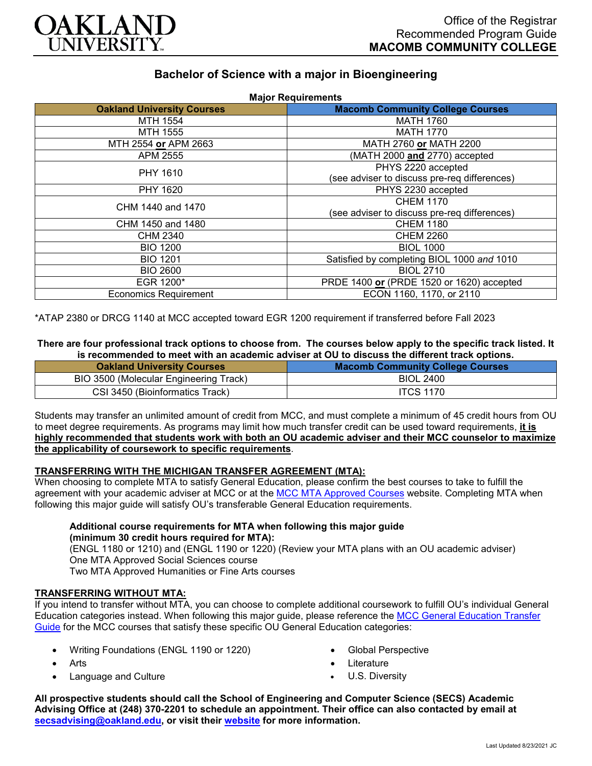Office of the Registrar
Recommended Program Guide
**MACOMB COMMUNITY COLLEGE**

# Bachelor of Science with a major in Bioengineering

**Major Requirements**

| Oakland University Courses | Macomb Community College Courses |
|---|---|
| MTH 1554 | MATH 1760 |
| MTH 1555 | MATH 1770 |
| MTH 2554 **or** APM 2663 | MATH 2760 **or** MATH 2200 |
| APM 2555 | (MATH 2000 **and** 2770) accepted |
| PHY 1610 | PHYS 2220 accepted (see adviser to discuss pre-req differences) |
| PHY 1620 | PHYS 2230 accepted |
| CHM 1440 and 1470 | CHEM 1170 (see adviser to discuss pre-req differences) |
| CHM 1450 and 1480 | CHEM 1180 |
| CHM 2340 | CHEM 2260 |
| BIO 1200 | BIOL 1000 |
| BIO 1201 | Satisfied by completing BIOL 1000 *and* 1010 |
| BIO 2600 | BIOL 2710 |
| EGR 1200* | PRDE 1400 **or** (PRDE 1520 or 1620) accepted |
| Economics Requirement | ECON 1160, 1170, or 2110 |

*ATAP 2380 or DRCG 1140 at MCC accepted toward EGR 1200 requirement if transferred before Fall 2023

**There are four professional track options to choose from. The courses below apply to the specific track listed. It is recommended to meet with an academic adviser at OU to discuss the different track options.**

| Oakland University Courses | Macomb Community College Courses |
|---|---|
| BIO 3500 (Molecular Engineering Track) | BIOL 2400 |
| CSI 3450 (Bioinformatics Track) | ITCS 1170 |

Students may transfer an unlimited amount of credit from MCC, and must complete a minimum of 45 credit hours from OU to meet degree requirements. As programs may limit how much transfer credit can be used toward requirements, **it is highly recommended that students work with both an OU academic adviser and their MCC counselor to maximize the applicability of coursework to specific requirements**.

**TRANSFERRING WITH THE MICHIGAN TRANSFER AGREEMENT (MTA):**

When choosing to complete MTA to satisfy General Education, please confirm the best courses to take to fulfill the agreement with your academic adviser at MCC or at the MCC MTA Approved Courses website. Completing MTA when following this major guide will satisfy OU's transferable General Education requirements.

**Additional course requirements for MTA when following this major guide (minimum 30 credit hours required for MTA):**
(ENGL 1180 or 1210) and (ENGL 1190 or 1220) (Review your MTA plans with an OU academic adviser)
One MTA Approved Social Sciences course
Two MTA Approved Humanities or Fine Arts courses

**TRANSFERRING WITHOUT MTA:**

If you intend to transfer without MTA, you can choose to complete additional coursework to fulfill OU's individual General Education categories instead. When following this major guide, please reference the MCC General Education Transfer Guide for the MCC courses that satisfy these specific OU General Education categories:

- Writing Foundations (ENGL 1190 or 1220)
- Arts
- Language and Culture
- Global Perspective
- Literature
- U.S. Diversity

**All prospective students should call the School of Engineering and Computer Science (SECS) Academic Advising Office at (248) 370-2201 to schedule an appointment. Their office can also contacted by email at secsadvising@oakland.edu, or visit their website for more information.**

Last Updated 8/23/2021 JC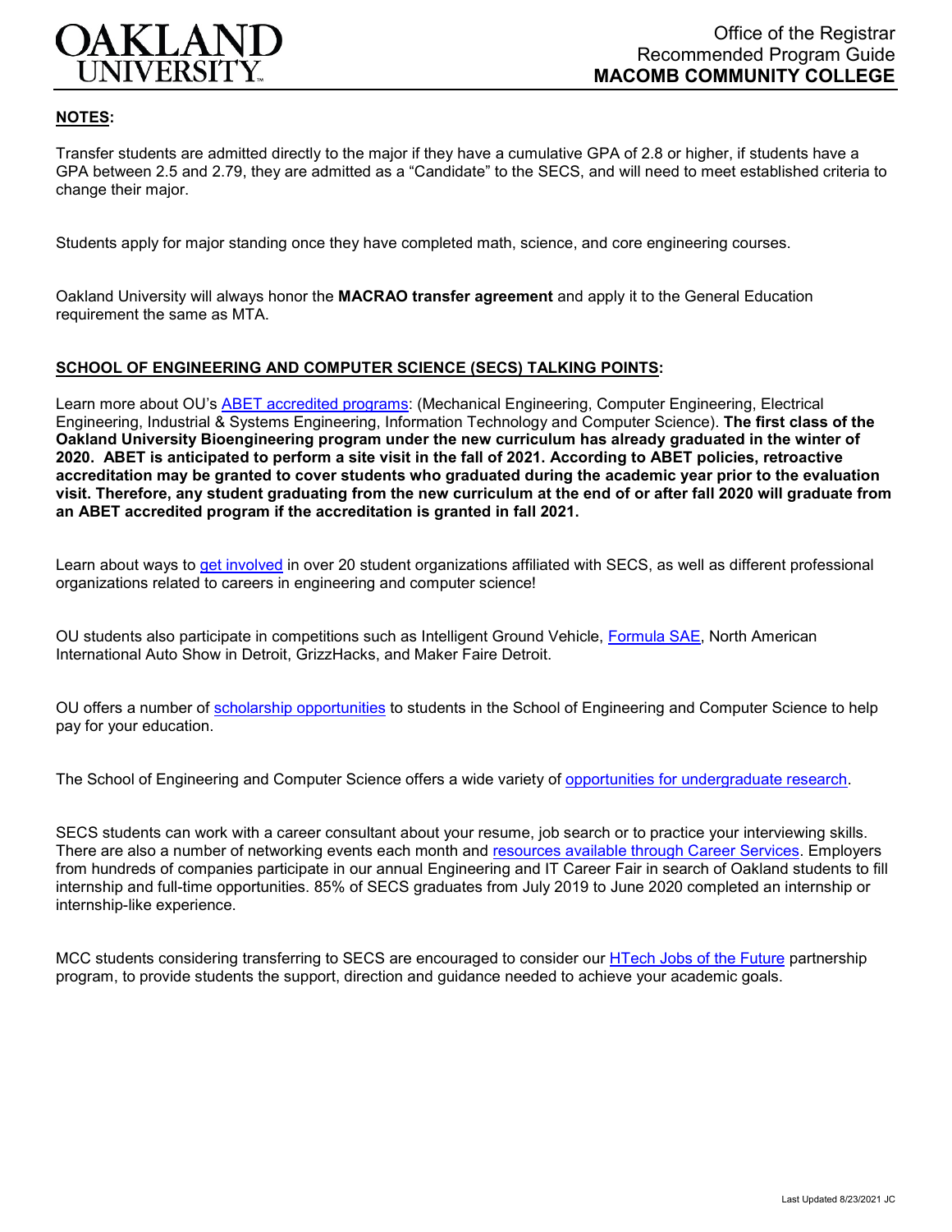**NOTES:**

Transfer students are admitted directly to the major if they have a cumulative GPA of 2.8 or higher, if students have a GPA between 2.5 and 2.79, they are admitted as a "Candidate" to the SECS, and will need to meet established criteria to change their major.

Students apply for major standing once they have completed math, science, and core engineering courses.

Oakland University will always honor the **MACRAO transfer agreement** and apply it to the General Education requirement the same as MTA.

**SCHOOL OF ENGINEERING AND COMPUTER SCIENCE (SECS) TALKING POINTS:**

Learn more about OU's ABET accredited programs: (Mechanical Engineering, Computer Engineering, Electrical Engineering, Industrial & Systems Engineering, Information Technology and Computer Science). **The first class of the Oakland University Bioengineering program under the new curriculum has already graduated in the winter of 2020. ABET is anticipated to perform a site visit in the fall of 2021. According to ABET policies, retroactive accreditation may be granted to cover students who graduated during the academic year prior to the evaluation visit. Therefore, any student graduating from the new curriculum at the end of or after fall 2020 will graduate from an ABET accredited program if the accreditation is granted in fall 2021.**

Learn about ways to get involved in over 20 student organizations affiliated with SECS, as well as different professional organizations related to careers in engineering and computer science!

OU students also participate in competitions such as Intelligent Ground Vehicle, Formula SAE, North American International Auto Show in Detroit, GrizzHacks, and Maker Faire Detroit.

OU offers a number of scholarship opportunities to students in the School of Engineering and Computer Science to help pay for your education.

The School of Engineering and Computer Science offers a wide variety of opportunities for undergraduate research.

SECS students can work with a career consultant about your resume, job search or to practice your interviewing skills. There are also a number of networking events each month and resources available through Career Services. Employers from hundreds of companies participate in our annual Engineering and IT Career Fair in search of Oakland students to fill internship and full-time opportunities. 85% of SECS graduates from July 2019 to June 2020 completed an internship or internship-like experience.

MCC students considering transferring to SECS are encouraged to consider our HTech Jobs of the Future partnership program, to provide students the support, direction and guidance needed to achieve your academic goals.